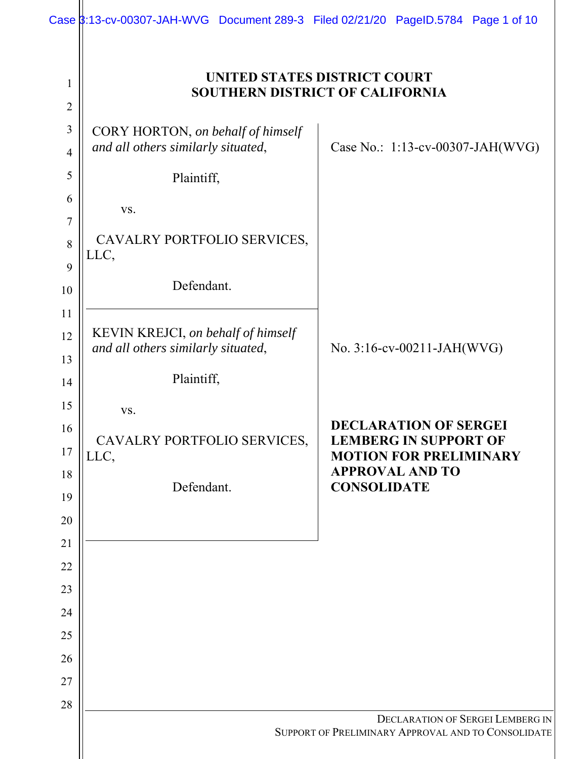# UNITED STATES DISTRICT COURT
# SOUTHERN DISTRICT OF CALIFORNIA

| | |
|---|---|
| CORY HORTON, *on behalf of himself and all others similarly situated*,<br><br>Plaintiff,<br><br>vs.<br><br>CAVALRY PORTFOLIO SERVICES, LLC,<br><br>Defendant. | Case No.: 1:13-cv-00307-JAH(WVG) |
| KEVIN KREJCI, *on behalf of himself and all others similarly situated*,<br><br>Plaintiff,<br><br>vs.<br><br>CAVALRY PORTFOLIO SERVICES, LLC,<br><br>Defendant. | No. 3:16-cv-00211-JAH(WVG)<br><br>**DECLARATION OF SERGEI LEMBERG IN SUPPORT OF MOTION FOR PRELIMINARY APPROVAL AND TO CONSOLIDATE** |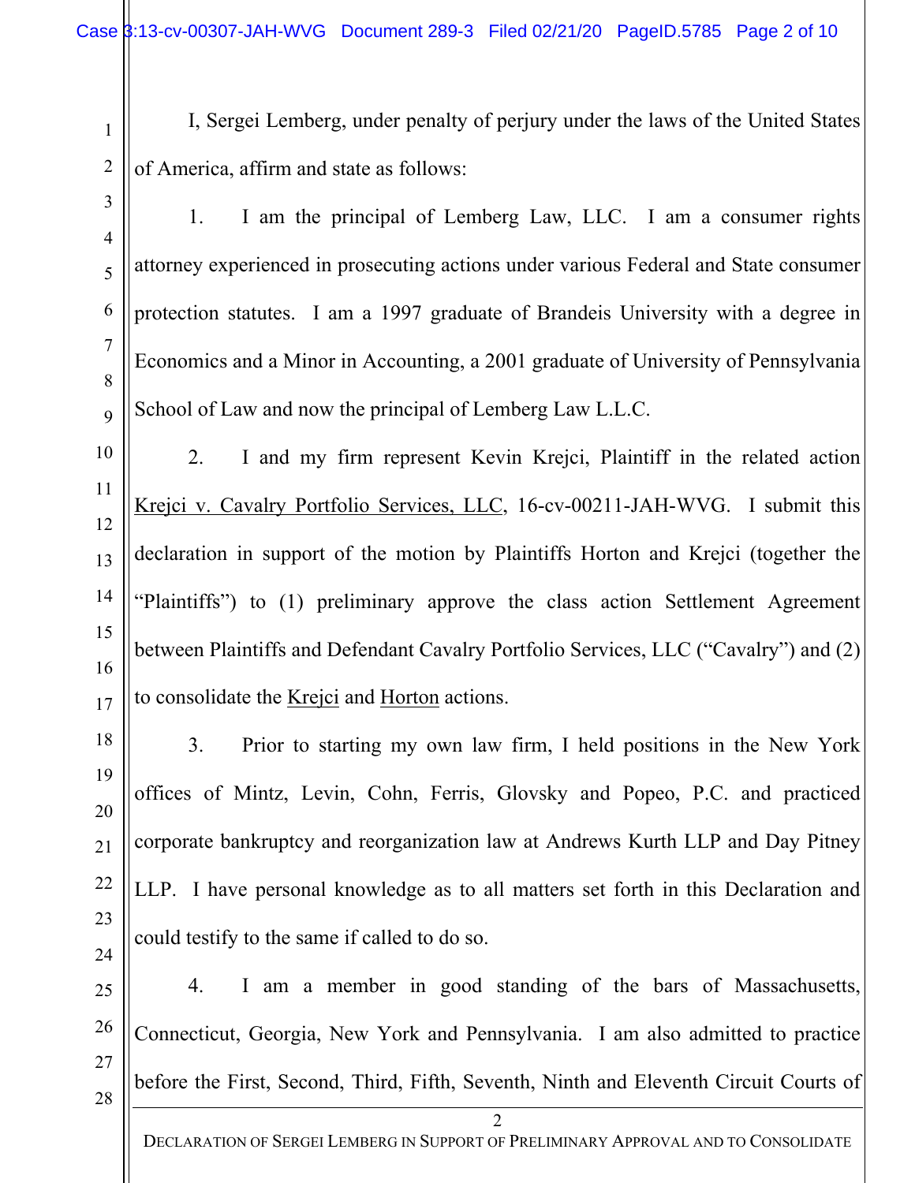I, Sergei Lemberg, under penalty of perjury under the laws of the United States of America, affirm and state as follows:

1. I am the principal of Lemberg Law, LLC. I am a consumer rights attorney experienced in prosecuting actions under various Federal and State consumer protection statutes. I am a 1997 graduate of Brandeis University with a degree in Economics and a Minor in Accounting, a 2001 graduate of University of Pennsylvania School of Law and now the principal of Lemberg Law L.L.C.

2. I and my firm represent Kevin Krejci, Plaintiff in the related action Krejci v. Cavalry Portfolio Services, LLC, 16-cv-00211-JAH-WVG. I submit this declaration in support of the motion by Plaintiffs Horton and Krejci (together the "Plaintiffs") to (1) preliminary approve the class action Settlement Agreement between Plaintiffs and Defendant Cavalry Portfolio Services, LLC ("Cavalry") and (2) to consolidate the Krejci and Horton actions.

3. Prior to starting my own law firm, I held positions in the New York offices of Mintz, Levin, Cohn, Ferris, Glovsky and Popeo, P.C. and practiced corporate bankruptcy and reorganization law at Andrews Kurth LLP and Day Pitney LLP. I have personal knowledge as to all matters set forth in this Declaration and could testify to the same if called to do so.

4. I am a member in good standing of the bars of Massachusetts, Connecticut, Georgia, New York and Pennsylvania. I am also admitted to practice before the First, Second, Third, Fifth, Seventh, Ninth and Eleventh Circuit Courts of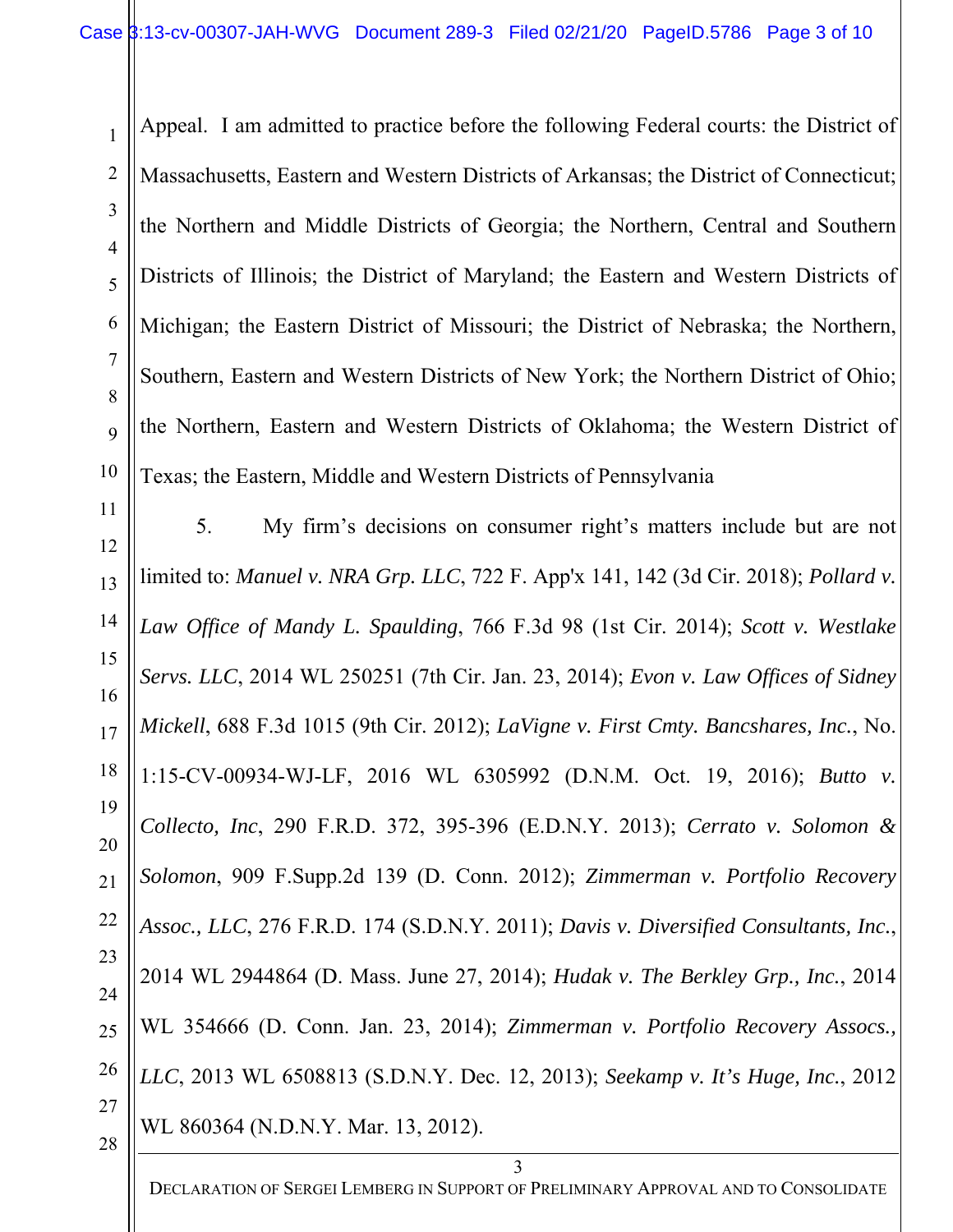Appeal. I am admitted to practice before the following Federal courts: the District of Massachusetts, Eastern and Western Districts of Arkansas; the District of Connecticut; the Northern and Middle Districts of Georgia; the Northern, Central and Southern Districts of Illinois; the District of Maryland; the Eastern and Western Districts of Michigan; the Eastern District of Missouri; the District of Nebraska; the Northern, Southern, Eastern and Western Districts of New York; the Northern District of Ohio; the Northern, Eastern and Western Districts of Oklahoma; the Western District of Texas; the Eastern, Middle and Western Districts of Pennsylvania

5. My firm's decisions on consumer right's matters include but are not limited to: *Manuel v. NRA Grp. LLC*, 722 F. App'x 141, 142 (3d Cir. 2018); *Pollard v. Law Office of Mandy L. Spaulding*, 766 F.3d 98 (1st Cir. 2014); *Scott v. Westlake Servs. LLC*, 2014 WL 250251 (7th Cir. Jan. 23, 2014); *Evon v. Law Offices of Sidney Mickell*, 688 F.3d 1015 (9th Cir. 2012); *LaVigne v. First Cmty. Bancshares, Inc.*, No. 1:15-CV-00934-WJ-LF, 2016 WL 6305992 (D.N.M. Oct. 19, 2016); *Butto v. Collecto, Inc*, 290 F.R.D. 372, 395-396 (E.D.N.Y. 2013); *Cerrato v. Solomon & Solomon*, 909 F.Supp.2d 139 (D. Conn. 2012); *Zimmerman v. Portfolio Recovery Assoc., LLC*, 276 F.R.D. 174 (S.D.N.Y. 2011); *Davis v. Diversified Consultants, Inc.*, 2014 WL 2944864 (D. Mass. June 27, 2014); *Hudak v. The Berkley Grp., Inc.*, 2014 WL 354666 (D. Conn. Jan. 23, 2014); *Zimmerman v. Portfolio Recovery Assocs., LLC*, 2013 WL 6508813 (S.D.N.Y. Dec. 12, 2013); *Seekamp v. It's Huge, Inc.*, 2012 WL 860364 (N.D.N.Y. Mar. 13, 2012).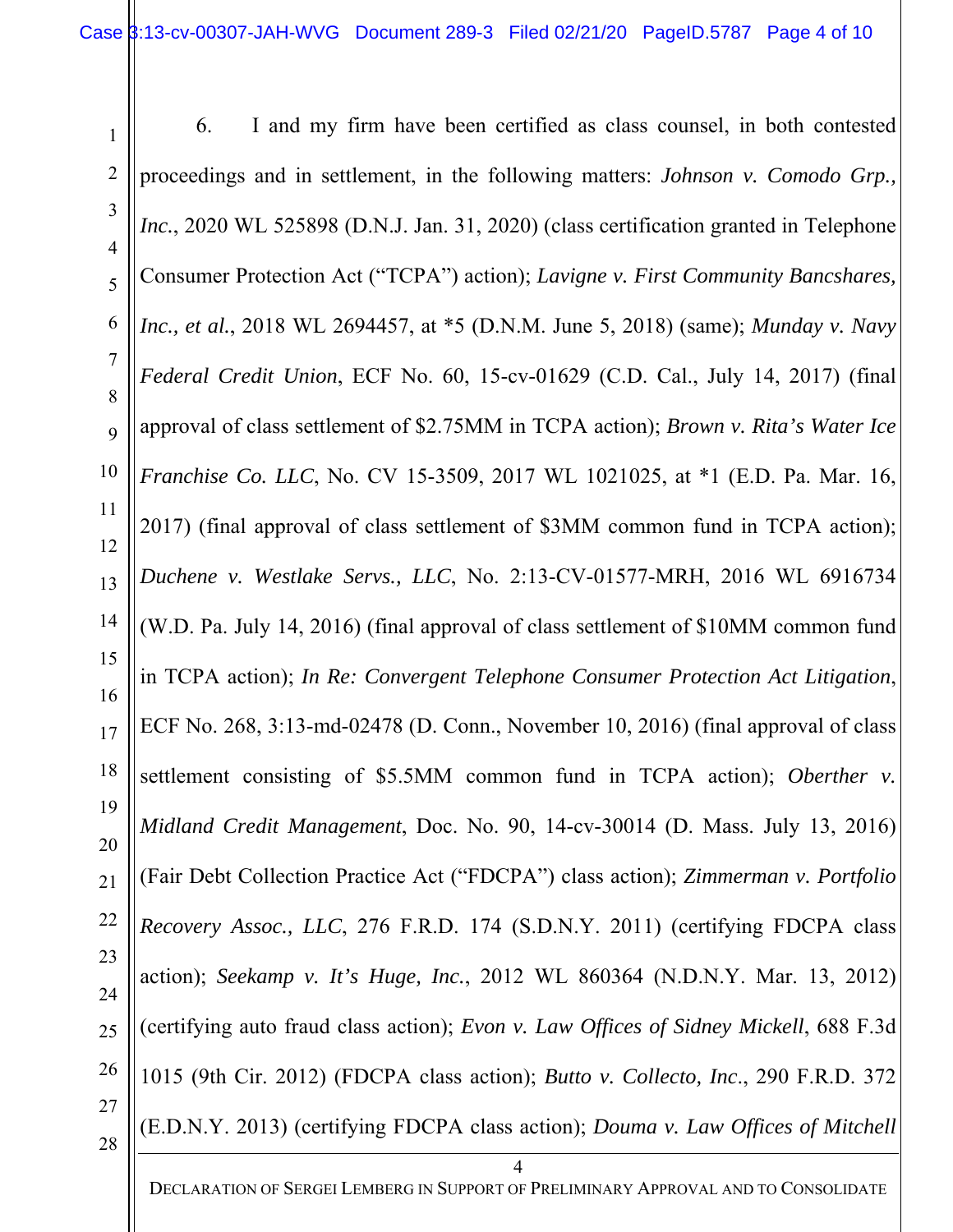6. I and my firm have been certified as class counsel, in both contested proceedings and in settlement, in the following matters: *Johnson v. Comodo Grp., Inc.*, 2020 WL 525898 (D.N.J. Jan. 31, 2020) (class certification granted in Telephone Consumer Protection Act ("TCPA") action); *Lavigne v. First Community Bancshares, Inc., et al.*, 2018 WL 2694457, at *5 (D.N.M. June 5, 2018) (same); *Munday v. Navy Federal Credit Union*, ECF No. 60, 15-cv-01629 (C.D. Cal., July 14, 2017) (final approval of class settlement of $2.75MM in TCPA action); *Brown v. Rita's Water Ice Franchise Co. LLC*, No. CV 15-3509, 2017 WL 1021025, at *1 (E.D. Pa. Mar. 16, 2017) (final approval of class settlement of $3MM common fund in TCPA action); *Duchene v. Westlake Servs., LLC*, No. 2:13-CV-01577-MRH, 2016 WL 6916734 (W.D. Pa. July 14, 2016) (final approval of class settlement of $10MM common fund in TCPA action); *In Re: Convergent Telephone Consumer Protection Act Litigation*, ECF No. 268, 3:13-md-02478 (D. Conn., November 10, 2016) (final approval of class settlement consisting of $5.5MM common fund in TCPA action); *Oberther v. Midland Credit Management*, Doc. No. 90, 14-cv-30014 (D. Mass. July 13, 2016) (Fair Debt Collection Practice Act ("FDCPA") class action); *Zimmerman v. Portfolio Recovery Assoc., LLC*, 276 F.R.D. 174 (S.D.N.Y. 2011) (certifying FDCPA class action); *Seekamp v. It's Huge, Inc.*, 2012 WL 860364 (N.D.N.Y. Mar. 13, 2012) (certifying auto fraud class action); *Evon v. Law Offices of Sidney Mickell*, 688 F.3d 1015 (9th Cir. 2012) (FDCPA class action); *Butto v. Collecto, Inc.*, 290 F.R.D. 372 (E.D.N.Y. 2013) (certifying FDCPA class action); *Douma v. Law Offices of Mitchell*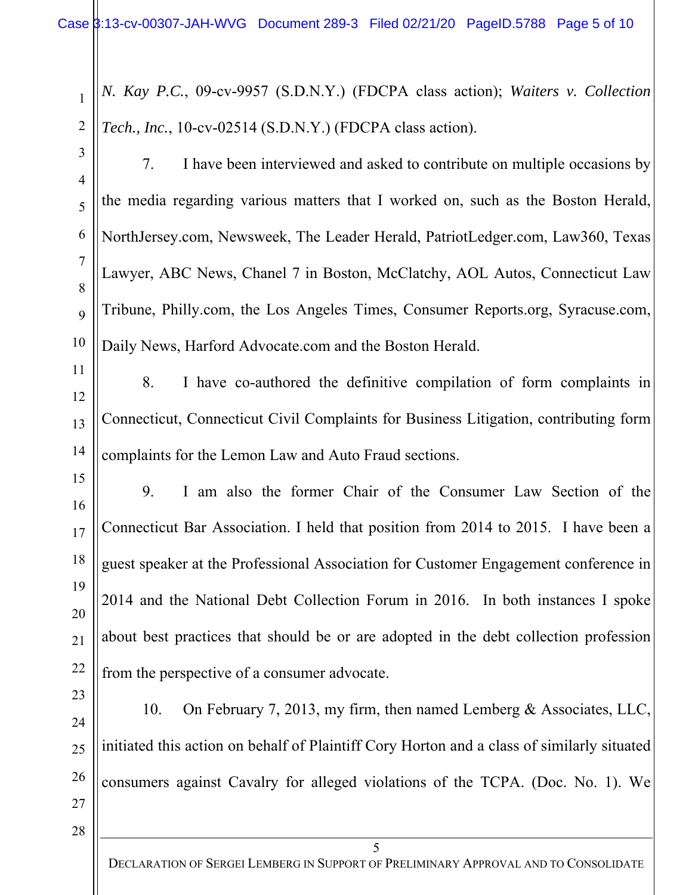*N. Kay P.C.*, 09-cv-9957 (S.D.N.Y.) (FDCPA class action); *Waiters v. Collection Tech., Inc.*, 10-cv-02514 (S.D.N.Y.) (FDCPA class action).

7. I have been interviewed and asked to contribute on multiple occasions by the media regarding various matters that I worked on, such as the Boston Herald, NorthJersey.com, Newsweek, The Leader Herald, PatriotLedger.com, Law360, Texas Lawyer, ABC News, Chanel 7 in Boston, McClatchy, AOL Autos, Connecticut Law Tribune, Philly.com, the Los Angeles Times, Consumer Reports.org, Syracuse.com, Daily News, Harford Advocate.com and the Boston Herald.

8. I have co-authored the definitive compilation of form complaints in Connecticut, Connecticut Civil Complaints for Business Litigation, contributing form complaints for the Lemon Law and Auto Fraud sections.

9. I am also the former Chair of the Consumer Law Section of the Connecticut Bar Association. I held that position from 2014 to 2015. I have been a guest speaker at the Professional Association for Customer Engagement conference in 2014 and the National Debt Collection Forum in 2016. In both instances I spoke about best practices that should be or are adopted in the debt collection profession from the perspective of a consumer advocate.

10. On February 7, 2013, my firm, then named Lemberg & Associates, LLC, initiated this action on behalf of Plaintiff Cory Horton and a class of similarly situated consumers against Cavalry for alleged violations of the TCPA. (Doc. No. 1). We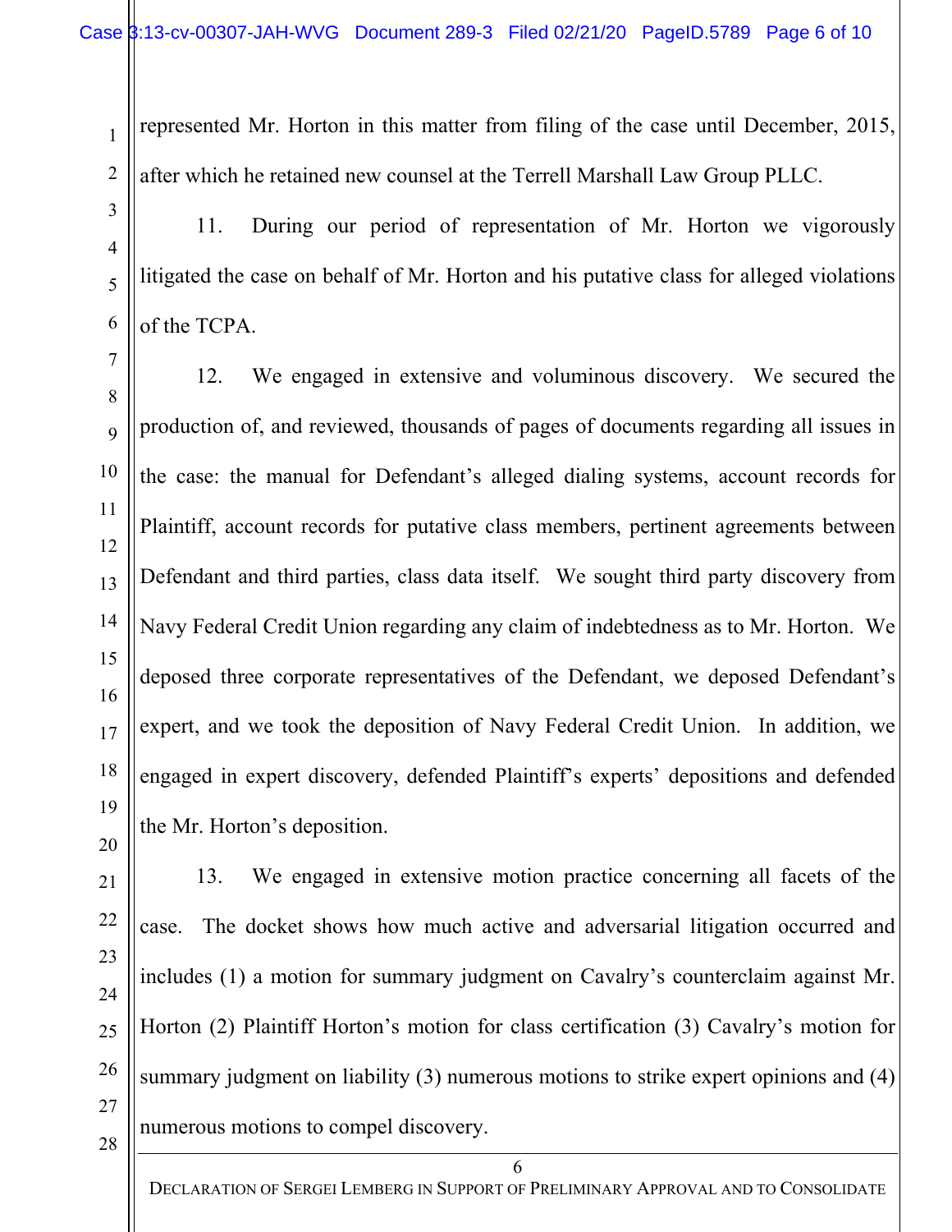represented Mr. Horton in this matter from filing of the case until December, 2015, after which he retained new counsel at the Terrell Marshall Law Group PLLC.

11. During our period of representation of Mr. Horton we vigorously litigated the case on behalf of Mr. Horton and his putative class for alleged violations of the TCPA.

12. We engaged in extensive and voluminous discovery. We secured the production of, and reviewed, thousands of pages of documents regarding all issues in the case: the manual for Defendant's alleged dialing systems, account records for Plaintiff, account records for putative class members, pertinent agreements between Defendant and third parties, class data itself. We sought third party discovery from Navy Federal Credit Union regarding any claim of indebtedness as to Mr. Horton. We deposed three corporate representatives of the Defendant, we deposed Defendant's expert, and we took the deposition of Navy Federal Credit Union. In addition, we engaged in expert discovery, defended Plaintiff's experts' depositions and defended the Mr. Horton's deposition.

13. We engaged in extensive motion practice concerning all facets of the case. The docket shows how much active and adversarial litigation occurred and includes (1) a motion for summary judgment on Cavalry's counterclaim against Mr. Horton (2) Plaintiff Horton's motion for class certification (3) Cavalry's motion for summary judgment on liability (3) numerous motions to strike expert opinions and (4) numerous motions to compel discovery.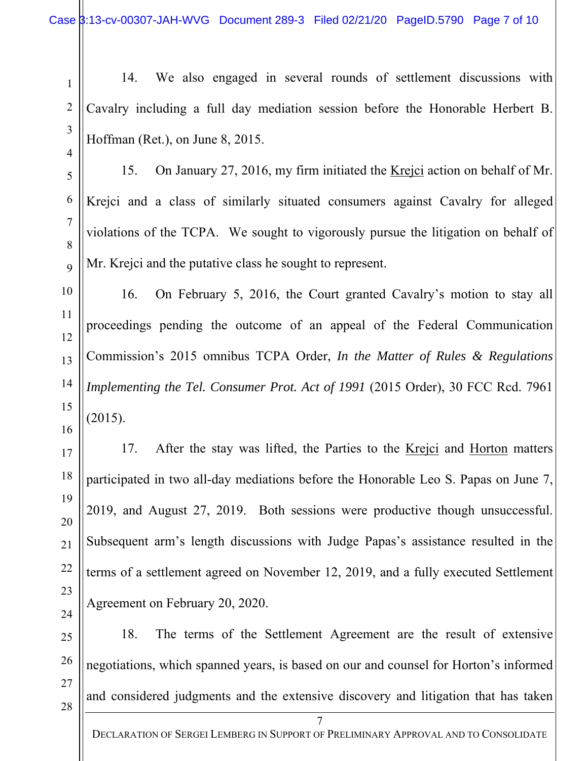14. We also engaged in several rounds of settlement discussions with Cavalry including a full day mediation session before the Honorable Herbert B. Hoffman (Ret.), on June 8, 2015.

15. On January 27, 2016, my firm initiated the Krejci action on behalf of Mr. Krejci and a class of similarly situated consumers against Cavalry for alleged violations of the TCPA. We sought to vigorously pursue the litigation on behalf of Mr. Krejci and the putative class he sought to represent.

16. On February 5, 2016, the Court granted Cavalry's motion to stay all proceedings pending the outcome of an appeal of the Federal Communication Commission's 2015 omnibus TCPA Order, *In the Matter of Rules & Regulations Implementing the Tel. Consumer Prot. Act of 1991* (2015 Order), 30 FCC Rcd. 7961 (2015).

17. After the stay was lifted, the Parties to the Krejci and Horton matters participated in two all-day mediations before the Honorable Leo S. Papas on June 7, 2019, and August 27, 2019. Both sessions were productive though unsuccessful. Subsequent arm's length discussions with Judge Papas's assistance resulted in the terms of a settlement agreed on November 12, 2019, and a fully executed Settlement Agreement on February 20, 2020.

18. The terms of the Settlement Agreement are the result of extensive negotiations, which spanned years, is based on our and counsel for Horton's informed and considered judgments and the extensive discovery and litigation that has taken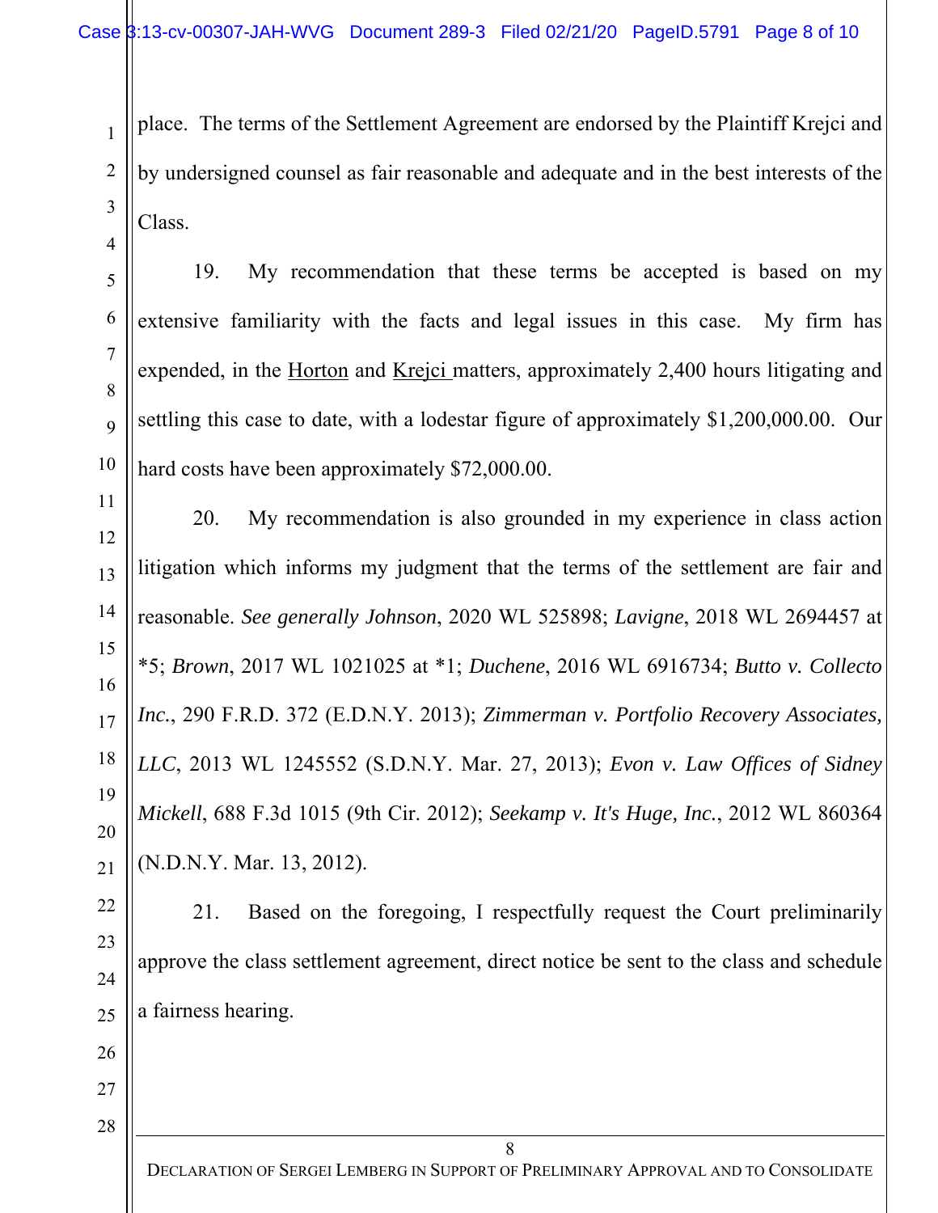place. The terms of the Settlement Agreement are endorsed by the Plaintiff Krejci and by undersigned counsel as fair reasonable and adequate and in the best interests of the Class.

19. My recommendation that these terms be accepted is based on my extensive familiarity with the facts and legal issues in this case. My firm has expended, in the Horton and Krejci matters, approximately 2,400 hours litigating and settling this case to date, with a lodestar figure of approximately $1,200,000.00. Our hard costs have been approximately $72,000.00.

20. My recommendation is also grounded in my experience in class action litigation which informs my judgment that the terms of the settlement are fair and reasonable. *See generally Johnson*, 2020 WL 525898; *Lavigne*, 2018 WL 2694457 at *5; *Brown*, 2017 WL 1021025 at *1; *Duchene*, 2016 WL 6916734; *Butto v. Collecto Inc.*, 290 F.R.D. 372 (E.D.N.Y. 2013); *Zimmerman v. Portfolio Recovery Associates, LLC*, 2013 WL 1245552 (S.D.N.Y. Mar. 27, 2013); *Evon v. Law Offices of Sidney Mickell*, 688 F.3d 1015 (9th Cir. 2012); *Seekamp v. It's Huge, Inc.*, 2012 WL 860364 (N.D.N.Y. Mar. 13, 2012).

21. Based on the foregoing, I respectfully request the Court preliminarily approve the class settlement agreement, direct notice be sent to the class and schedule a fairness hearing.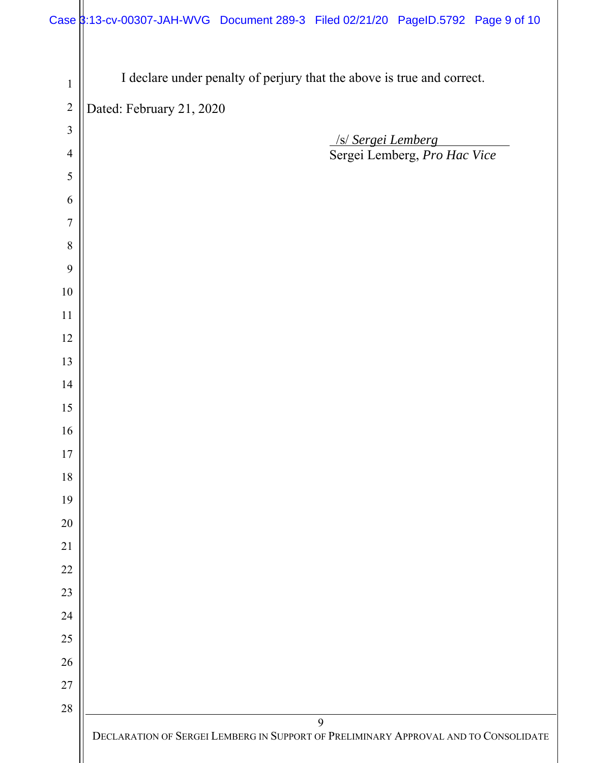I declare under penalty of perjury that the above is true and correct.

Dated: February 21, 2020

/s/ *Sergei Lemberg*
Sergei Lemberg, *Pro Hac Vice*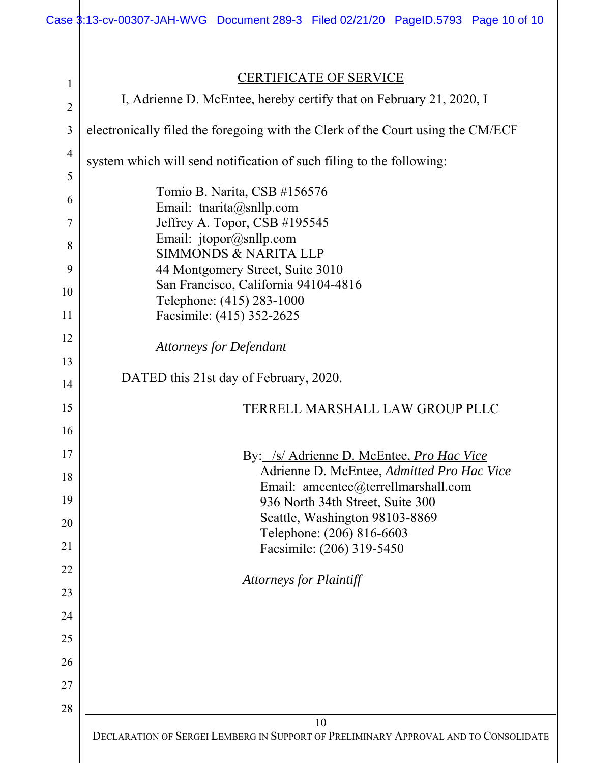CERTIFICATE OF SERVICE

I, Adrienne D. McEntee, hereby certify that on February 21, 2020, I electronically filed the foregoing with the Clerk of the Court using the CM/ECF system which will send notification of such filing to the following:

Tomio B. Narita, CSB #156576
Email: tnarita@snllp.com
Jeffrey A. Topor, CSB #195545
Email: jtopor@snllp.com
SIMMONDS & NARITA LLP
44 Montgomery Street, Suite 3010
San Francisco, California 94104-4816
Telephone: (415) 283-1000
Facsimile: (415) 352-2625

*Attorneys for Defendant*

DATED this 21st day of February, 2020.

TERRELL MARSHALL LAW GROUP PLLC

By: /s/ Adrienne D. McEntee, *Pro Hac Vice*
Adrienne D. McEntee, *Admitted Pro Hac Vice*
Email: amcentee@terrellmarshall.com
936 North 34th Street, Suite 300
Seattle, Washington 98103-8869
Telephone: (206) 816-6603
Facsimile: (206) 319-5450

*Attorneys for Plaintiff*